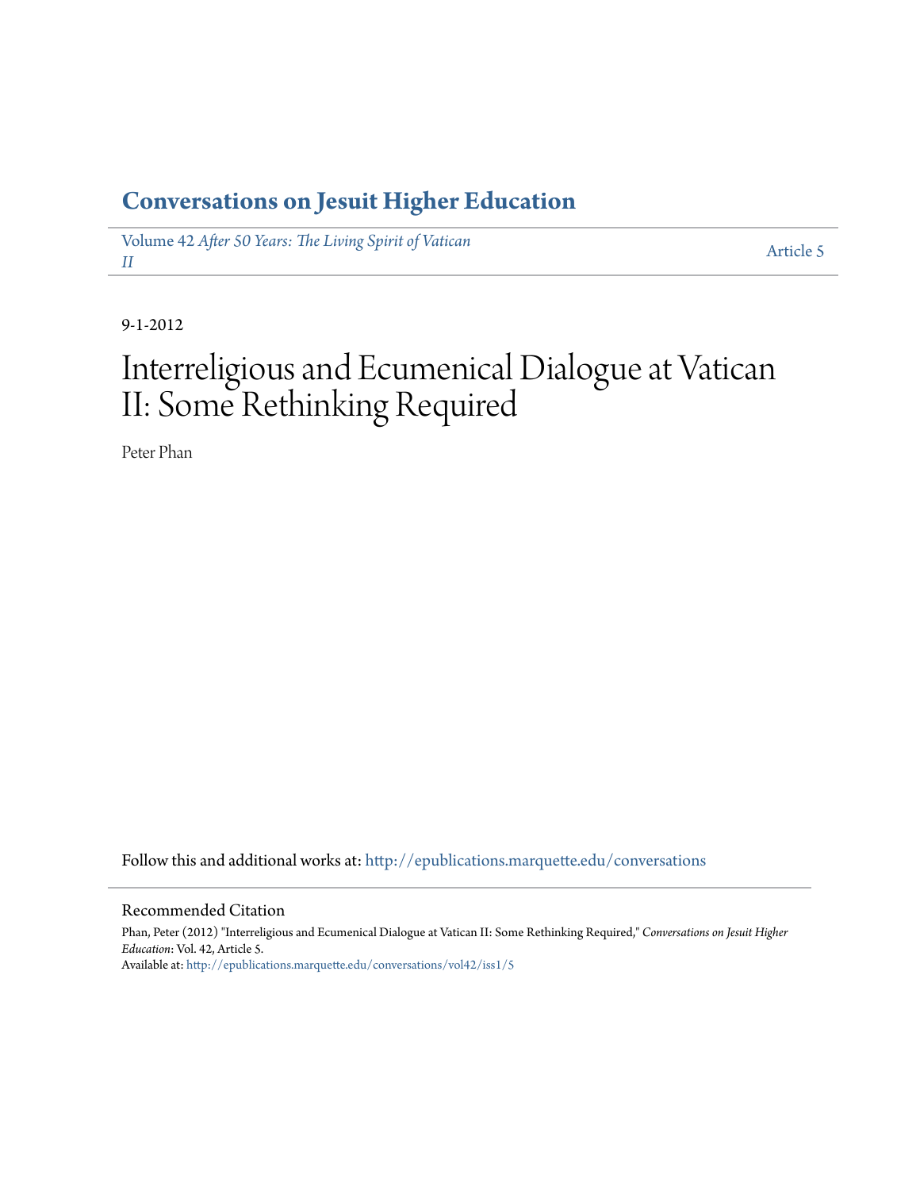**Conversations on Jesuit Higher Education**

Volume 42 *After 50 Years: The Living Spirit of Vatican II* — Article 5

9-1-2012

# Interreligious and Ecumenical Dialogue at Vatican II: Some Rethinking Required

Peter Phan

Follow this and additional works at: http://epublications.marquette.edu/conversations

## Recommended Citation

Phan, Peter (2012) "Interreligious and Ecumenical Dialogue at Vatican II: Some Rethinking Required," *Conversations on Jesuit Higher Education*: Vol. 42, Article 5.
Available at: http://epublications.marquette.edu/conversations/vol42/iss1/5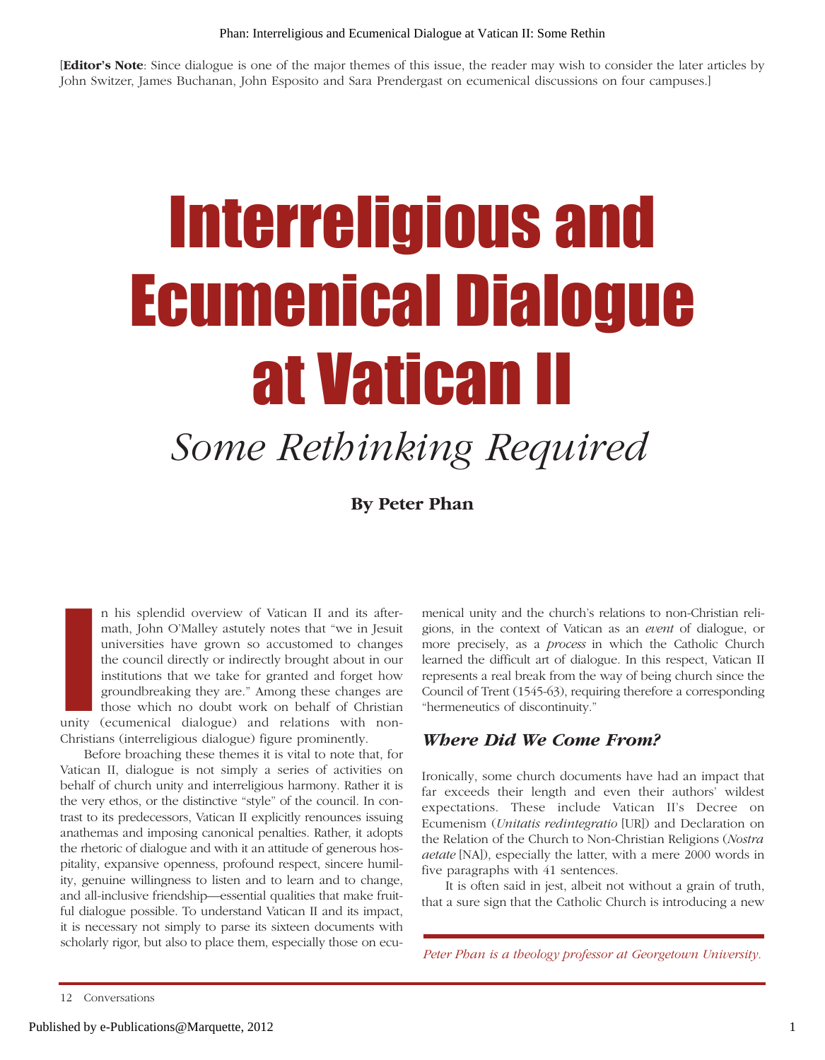[**Editor's Note**: Since dialogue is one of the major themes of this issue, the reader may wish to consider the later articles by John Switzer, James Buchanan, John Esposito and Sara Prendergast on ecumenical discussions on four campuses.]

# Interreligious and Ecumenical Dialogue at Vatican II

## *Some Rethinking Required*

**By Peter Phan**

In his splendid overview of Vatican II and its aftermath, John O'Malley astutely notes that "we in Jesuit universities have grown so accustomed to changes the council directly or indirectly brought about in our institutions that we take for granted and forget how groundbreaking they are." Among these changes are those which no doubt work on behalf of Christian unity (ecumenical dialogue) and relations with non-Christians (interreligious dialogue) figure prominently.

Before broaching these themes it is vital to note that, for Vatican II, dialogue is not simply a series of activities on behalf of church unity and interreligious harmony. Rather it is the very ethos, or the distinctive "style" of the council. In contrast to its predecessors, Vatican II explicitly renounces issuing anathemas and imposing canonical penalties. Rather, it adopts the rhetoric of dialogue and with it an attitude of generous hospitality, expansive openness, profound respect, sincere humility, genuine willingness to listen and to learn and to change, and all-inclusive friendship—essential qualities that make fruitful dialogue possible. To understand Vatican II and its impact, it is necessary not simply to parse its sixteen documents with scholarly rigor, but also to place them, especially those on ecumenical unity and the church's relations to non-Christian religions, in the context of Vatican as an *event* of dialogue, or more precisely, as a *process* in which the Catholic Church learned the difficult art of dialogue. In this respect, Vatican II represents a real break from the way of being church since the Council of Trent (1545-63), requiring therefore a corresponding "hermeneutics of discontinuity."

### *Where Did We Come From?*

Ironically, some church documents have had an impact that far exceeds their length and even their authors' wildest expectations. These include Vatican II's Decree on Ecumenism (*Unitatis redintegratio* [UR]) and Declaration on the Relation of the Church to Non-Christian Religions (*Nostra aetate* [NA]), especially the latter, with a mere 2000 words in five paragraphs with 41 sentences.

It is often said in jest, albeit not without a grain of truth, that a sure sign that the Catholic Church is introducing a new

*Peter Phan is a theology professor at Georgetown University.*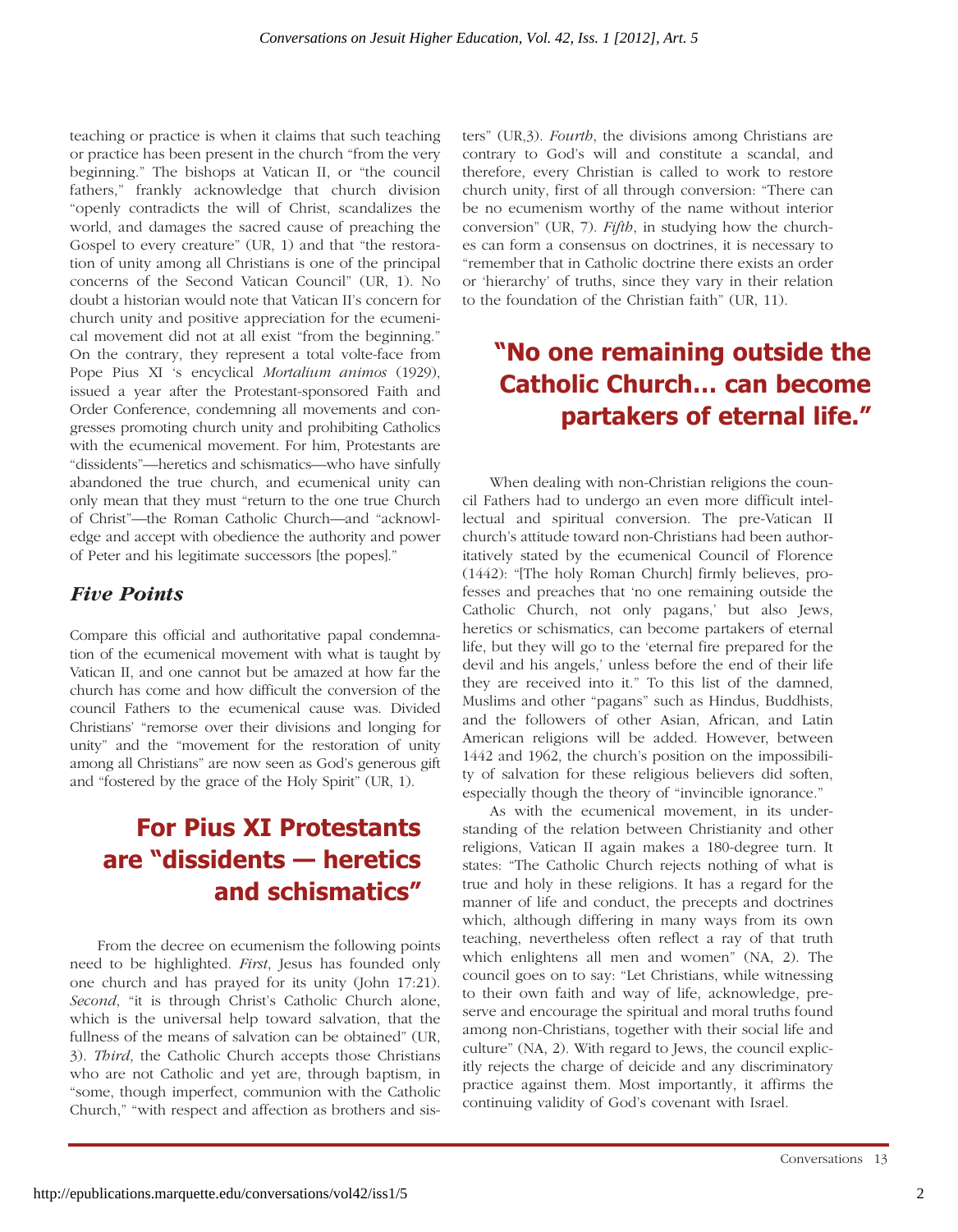teaching or practice is when it claims that such teaching or practice has been present in the church "from the very beginning." The bishops at Vatican II, or "the council fathers," frankly acknowledge that church division "openly contradicts the will of Christ, scandalizes the world, and damages the sacred cause of preaching the Gospel to every creature" (UR, 1) and that "the restoration of unity among all Christians is one of the principal concerns of the Second Vatican Council" (UR, 1). No doubt a historian would note that Vatican II's concern for church unity and positive appreciation for the ecumenical movement did not at all exist "from the beginning." On the contrary, they represent a total volte-face from Pope Pius XI 's encyclical *Mortalium animos* (1929), issued a year after the Protestant-sponsored Faith and Order Conference, condemning all movements and congresses promoting church unity and prohibiting Catholics with the ecumenical movement. For him, Protestants are "dissidents"—heretics and schismatics—who have sinfully abandoned the true church, and ecumenical unity can only mean that they must "return to the one true Church of Christ"—the Roman Catholic Church—and "acknowledge and accept with obedience the authority and power of Peter and his legitimate successors [the popes]."

## *Five Points*

Compare this official and authoritative papal condemnation of the ecumenical movement with what is taught by Vatican II, and one cannot but be amazed at how far the church has come and how difficult the conversion of the council Fathers to the ecumenical cause was. Divided Christians' "remorse over their divisions and longing for unity" and the "movement for the restoration of unity among all Christians" are now seen as God's generous gift and "fostered by the grace of the Holy Spirit" (UR, 1).

**For Pius XI Protestants are "dissidents — heretics and schismatics"**

From the decree on ecumenism the following points need to be highlighted. *First*, Jesus has founded only one church and has prayed for its unity (John 17:21). *Second*, "it is through Christ's Catholic Church alone, which is the universal help toward salvation, that the fullness of the means of salvation can be obtained" (UR, 3). *Third*, the Catholic Church accepts those Christians who are not Catholic and yet are, through baptism, in "some, though imperfect, communion with the Catholic Church," "with respect and affection as brothers and sisters" (UR,3). *Fourth*, the divisions among Christians are contrary to God's will and constitute a scandal, and therefore, every Christian is called to work to restore church unity, first of all through conversion: "There can be no ecumenism worthy of the name without interior conversion" (UR, 7). *Fifth*, in studying how the churches can form a consensus on doctrines, it is necessary to "remember that in Catholic doctrine there exists an order or 'hierarchy' of truths, since they vary in their relation to the foundation of the Christian faith" (UR, 11).

**"No one remaining outside the Catholic Church… can become partakers of eternal life."**

When dealing with non-Christian religions the council Fathers had to undergo an even more difficult intellectual and spiritual conversion. The pre-Vatican II church's attitude toward non-Christians had been authoritatively stated by the ecumenical Council of Florence (1442): "[The holy Roman Church] firmly believes, professes and preaches that 'no one remaining outside the Catholic Church, not only pagans,' but also Jews, heretics or schismatics, can become partakers of eternal life, but they will go to the 'eternal fire prepared for the devil and his angels,' unless before the end of their life they are received into it." To this list of the damned, Muslims and other "pagans" such as Hindus, Buddhists, and the followers of other Asian, African, and Latin American religions will be added. However, between 1442 and 1962, the church's position on the impossibility of salvation for these religious believers did soften, especially though the theory of "invincible ignorance."

As with the ecumenical movement, in its understanding of the relation between Christianity and other religions, Vatican II again makes a 180-degree turn. It states: "The Catholic Church rejects nothing of what is true and holy in these religions. It has a regard for the manner of life and conduct, the precepts and doctrines which, although differing in many ways from its own teaching, nevertheless often reflect a ray of that truth which enlightens all men and women" (NA, 2). The council goes on to say: "Let Christians, while witnessing to their own faith and way of life, acknowledge, preserve and encourage the spiritual and moral truths found among non-Christians, together with their social life and culture" (NA, 2). With regard to Jews, the council explicitly rejects the charge of deicide and any discriminatory practice against them. Most importantly, it affirms the continuing validity of God's covenant with Israel.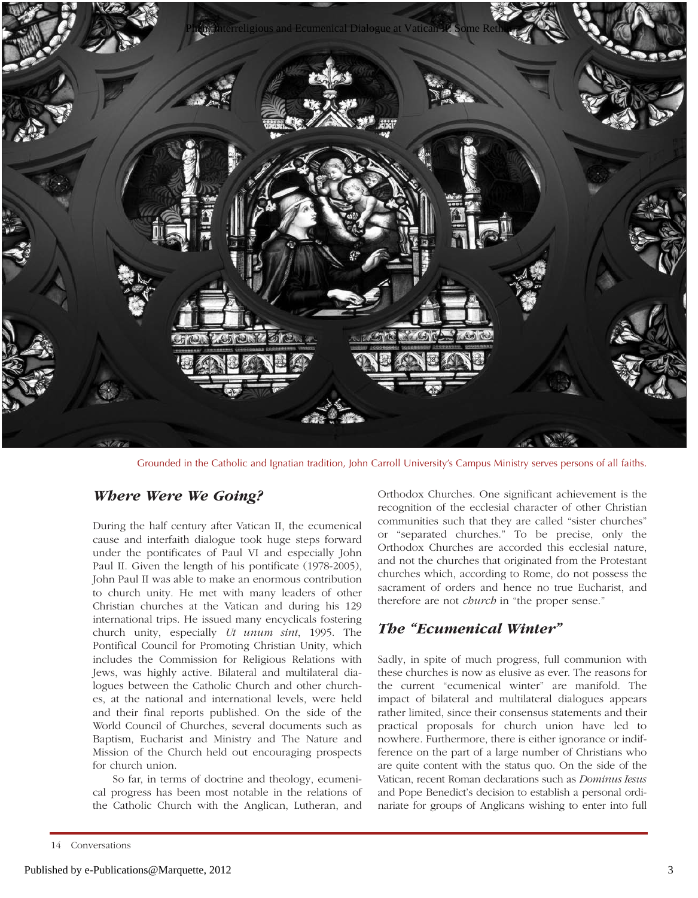Grounded in the Catholic and Ignatian tradition, John Carroll University's Campus Ministry serves persons of all faiths.

## *Where Were We Going?*

During the half century after Vatican II, the ecumenical cause and interfaith dialogue took huge steps forward under the pontificates of Paul VI and especially John Paul II. Given the length of his pontificate (1978-2005), John Paul II was able to make an enormous contribution to church unity. He met with many leaders of other Christian churches at the Vatican and during his 129 international trips. He issued many encyclicals fostering church unity, especially *Ut unum sint*, 1995. The Pontifical Council for Promoting Christian Unity, which includes the Commission for Religious Relations with Jews, was highly active. Bilateral and multilateral dialogues between the Catholic Church and other churches, at the national and international levels, were held and their final reports published. On the side of the World Council of Churches, several documents such as Baptism, Eucharist and Ministry and The Nature and Mission of the Church held out encouraging prospects for church union.

So far, in terms of doctrine and theology, ecumenical progress has been most notable in the relations of the Catholic Church with the Anglican, Lutheran, and Orthodox Churches. One significant achievement is the recognition of the ecclesial character of other Christian communities such that they are called "sister churches" or "separated churches." To be precise, only the Orthodox Churches are accorded this ecclesial nature, and not the churches that originated from the Protestant churches which, according to Rome, do not possess the sacrament of orders and hence no true Eucharist, and therefore are not *church* in "the proper sense."

## *The "Ecumenical Winter"*

Sadly, in spite of much progress, full communion with these churches is now as elusive as ever. The reasons for the current "ecumenical winter" are manifold. The impact of bilateral and multilateral dialogues appears rather limited, since their consensus statements and their practical proposals for church union have led to nowhere. Furthermore, there is either ignorance or indifference on the part of a large number of Christians who are quite content with the status quo. On the side of the Vatican, recent Roman declarations such as *Dominus Iesus* and Pope Benedict's decision to establish a personal ordinariate for groups of Anglicans wishing to enter into full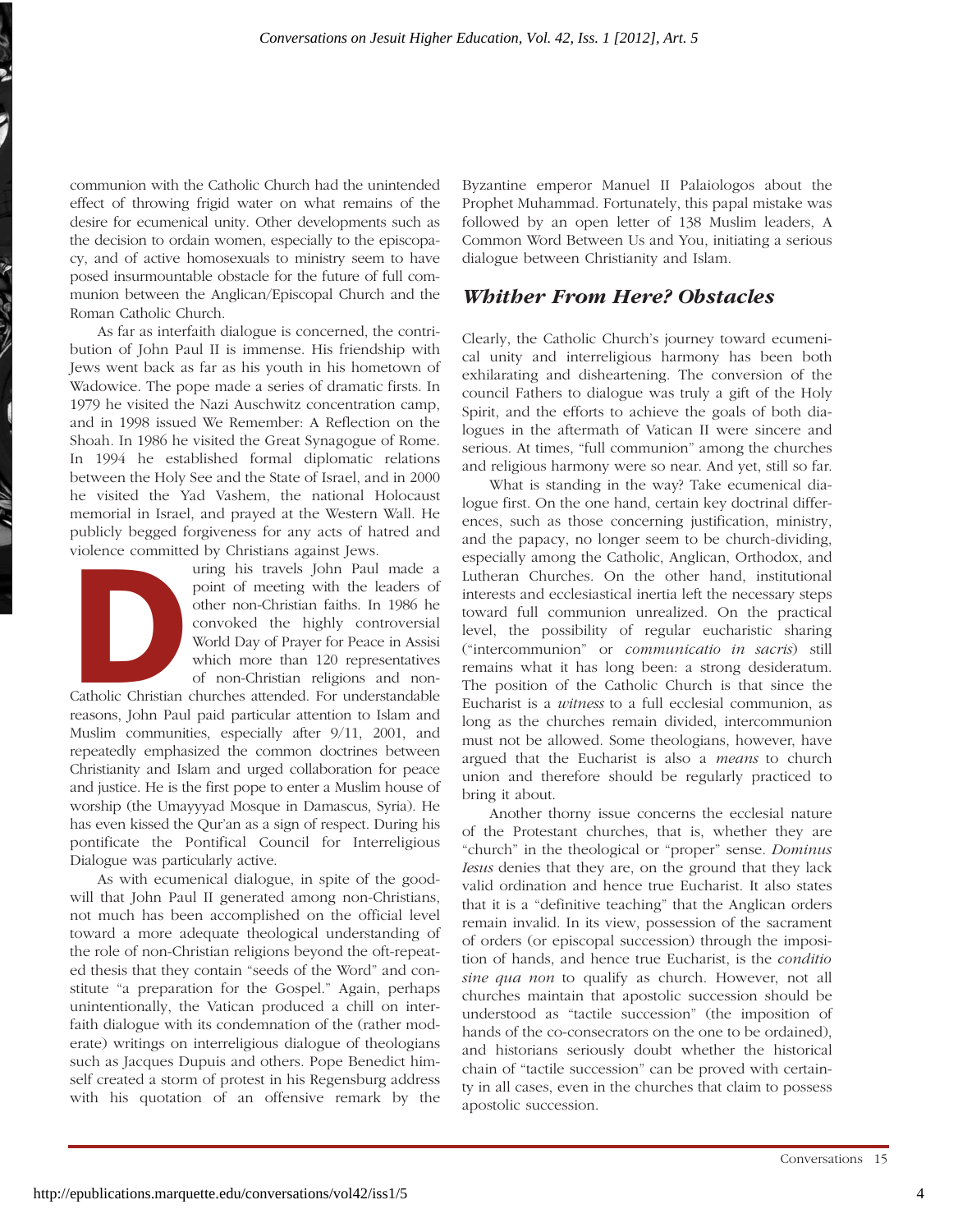communion with the Catholic Church had the unintended effect of throwing frigid water on what remains of the desire for ecumenical unity. Other developments such as the decision to ordain women, especially to the episcopacy, and of active homosexuals to ministry seem to have posed insurmountable obstacle for the future of full communion between the Anglican/Episcopal Church and the Roman Catholic Church.

As far as interfaith dialogue is concerned, the contribution of John Paul II is immense. His friendship with Jews went back as far as his youth in his hometown of Wadowice. The pope made a series of dramatic firsts. In 1979 he visited the Nazi Auschwitz concentration camp, and in 1998 issued We Remember: A Reflection on the Shoah. In 1986 he visited the Great Synagogue of Rome. In 1994 he established formal diplomatic relations between the Holy See and the State of Israel, and in 2000 he visited the Yad Vashem, the national Holocaust memorial in Israel, and prayed at the Western Wall. He publicly begged forgiveness for any acts of hatred and violence committed by Christians against Jews.

During his travels John Paul made a point of meeting with the leaders of other non-Christian faiths. In 1986 he convoked the highly controversial World Day of Prayer for Peace in Assisi which more than 120 representatives of non-Christian religions and non-Catholic Christian churches attended. For understandable reasons, John Paul paid particular attention to Islam and Muslim communities, especially after 9/11, 2001, and repeatedly emphasized the common doctrines between Christianity and Islam and urged collaboration for peace and justice. He is the first pope to enter a Muslim house of worship (the Umayyyad Mosque in Damascus, Syria). He has even kissed the Qur'an as a sign of respect. During his pontificate the Pontifical Council for Interreligious Dialogue was particularly active.

As with ecumenical dialogue, in spite of the goodwill that John Paul II generated among non-Christians, not much has been accomplished on the official level toward a more adequate theological understanding of the role of non-Christian religions beyond the oft-repeated thesis that they contain "seeds of the Word" and constitute "a preparation for the Gospel." Again, perhaps unintentionally, the Vatican produced a chill on interfaith dialogue with its condemnation of the (rather moderate) writings on interreligious dialogue of theologians such as Jacques Dupuis and others. Pope Benedict himself created a storm of protest in his Regensburg address with his quotation of an offensive remark by the Byzantine emperor Manuel II Palaiologos about the Prophet Muhammad. Fortunately, this papal mistake was followed by an open letter of 138 Muslim leaders, A Common Word Between Us and You, initiating a serious dialogue between Christianity and Islam.

## *Whither From Here? Obstacles*

Clearly, the Catholic Church's journey toward ecumenical unity and interreligious harmony has been both exhilarating and disheartening. The conversion of the council Fathers to dialogue was truly a gift of the Holy Spirit, and the efforts to achieve the goals of both dialogues in the aftermath of Vatican II were sincere and serious. At times, "full communion" among the churches and religious harmony were so near. And yet, still so far.

What is standing in the way? Take ecumenical dialogue first. On the one hand, certain key doctrinal differences, such as those concerning justification, ministry, and the papacy, no longer seem to be church-dividing, especially among the Catholic, Anglican, Orthodox, and Lutheran Churches. On the other hand, institutional interests and ecclesiastical inertia left the necessary steps toward full communion unrealized. On the practical level, the possibility of regular eucharistic sharing ("intercommunion" or *communicatio in sacris*) still remains what it has long been: a strong desideratum. The position of the Catholic Church is that since the Eucharist is a *witness* to a full ecclesial communion, as long as the churches remain divided, intercommunion must not be allowed. Some theologians, however, have argued that the Eucharist is also a *means* to church union and therefore should be regularly practiced to bring it about.

Another thorny issue concerns the ecclesial nature of the Protestant churches, that is, whether they are "church" in the theological or "proper" sense. *Dominus Iesus* denies that they are, on the ground that they lack valid ordination and hence true Eucharist. It also states that it is a "definitive teaching" that the Anglican orders remain invalid. In its view, possession of the sacrament of orders (or episcopal succession) through the imposition of hands, and hence true Eucharist, is the *conditio sine qua non* to qualify as church. However, not all churches maintain that apostolic succession should be understood as "tactile succession" (the imposition of hands of the co-consecrators on the one to be ordained), and historians seriously doubt whether the historical chain of "tactile succession" can be proved with certainty in all cases, even in the churches that claim to possess apostolic succession.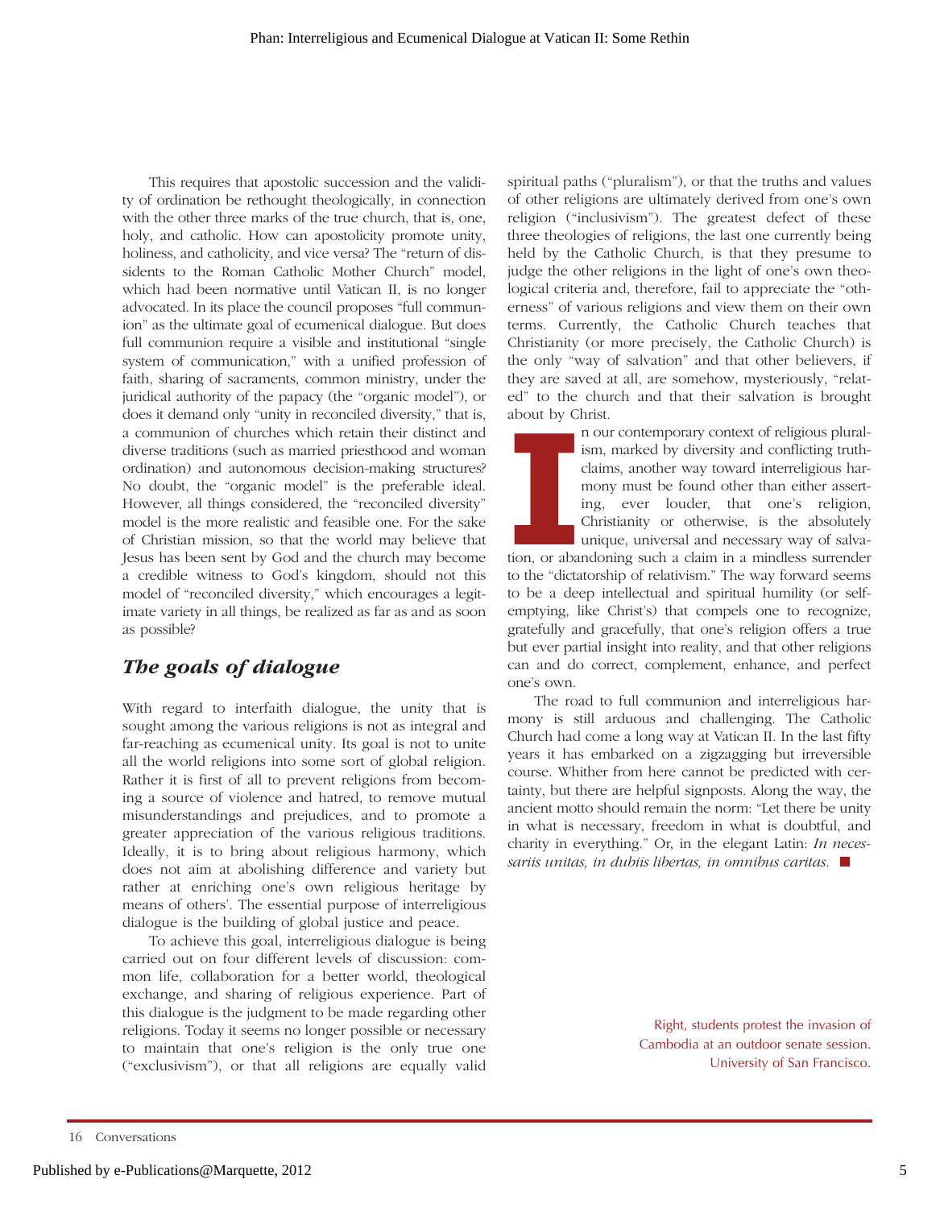This requires that apostolic succession and the validity of ordination be rethought theologically, in connection with the other three marks of the true church, that is, one, holy, and catholic. How can apostolicity promote unity, holiness, and catholicity, and vice versa? The "return of dissidents to the Roman Catholic Mother Church" model, which had been normative until Vatican II, is no longer advocated. In its place the council proposes "full communion" as the ultimate goal of ecumenical dialogue. But does full communion require a visible and institutional "single system of communication," with a unified profession of faith, sharing of sacraments, common ministry, under the juridical authority of the papacy (the "organic model"), or does it demand only "unity in reconciled diversity," that is, a communion of churches which retain their distinct and diverse traditions (such as married priesthood and woman ordination) and autonomous decision-making structures? No doubt, the "organic model" is the preferable ideal. However, all things considered, the "reconciled diversity" model is the more realistic and feasible one. For the sake of Christian mission, so that the world may believe that Jesus has been sent by God and the church may become a credible witness to God's kingdom, should not this model of "reconciled diversity," which encourages a legitimate variety in all things, be realized as far as and as soon as possible?

## *The goals of dialogue*

With regard to interfaith dialogue, the unity that is sought among the various religions is not as integral and far-reaching as ecumenical unity. Its goal is not to unite all the world religions into some sort of global religion. Rather it is first of all to prevent religions from becoming a source of violence and hatred, to remove mutual misunderstandings and prejudices, and to promote a greater appreciation of the various religious traditions. Ideally, it is to bring about religious harmony, which does not aim at abolishing difference and variety but rather at enriching one's own religious heritage by means of others'. The essential purpose of interreligious dialogue is the building of global justice and peace.

To achieve this goal, interreligious dialogue is being carried out on four different levels of discussion: common life, collaboration for a better world, theological exchange, and sharing of religious experience. Part of this dialogue is the judgment to be made regarding other religions. Today it seems no longer possible or necessary to maintain that one's religion is the only true one ("exclusivism"), or that all religions are equally valid spiritual paths ("pluralism"), or that the truths and values of other religions are ultimately derived from one's own religion ("inclusivism"). The greatest defect of these three theologies of religions, the last one currently being held by the Catholic Church, is that they presume to judge the other religions in the light of one's own theological criteria and, therefore, fail to appreciate the "otherness" of various religions and view them on their own terms. Currently, the Catholic Church teaches that Christianity (or more precisely, the Catholic Church) is the only "way of salvation" and that other believers, if they are saved at all, are somehow, mysteriously, "related" to the church and that their salvation is brought about by Christ.

In our contemporary context of religious pluralism, marked by diversity and conflicting truth-claims, another way toward interreligious harmony must be found other than either asserting, ever louder, that one's religion, Christianity or otherwise, is the absolutely unique, universal and necessary way of salvation, or abandoning such a claim in a mindless surrender to the "dictatorship of relativism." The way forward seems to be a deep intellectual and spiritual humility (or self-emptying, like Christ's) that compels one to recognize, gratefully and gracefully, that one's religion offers a true but ever partial insight into reality, and that other religions can and do correct, complement, enhance, and perfect one's own.

The road to full communion and interreligious harmony is still arduous and challenging. The Catholic Church had come a long way at Vatican II. In the last fifty years it has embarked on a zigzagging but irreversible course. Whither from here cannot be predicted with certainty, but there are helpful signposts. Along the way, the ancient motto should remain the norm: "Let there be unity in what is necessary, freedom in what is doubtful, and charity in everything." Or, in the elegant Latin: *In necessariis unitas, in dubiis libertas, in omnibus caritas.* ■

Right, students protest the invasion of Cambodia at an outdoor senate session. University of San Francisco.